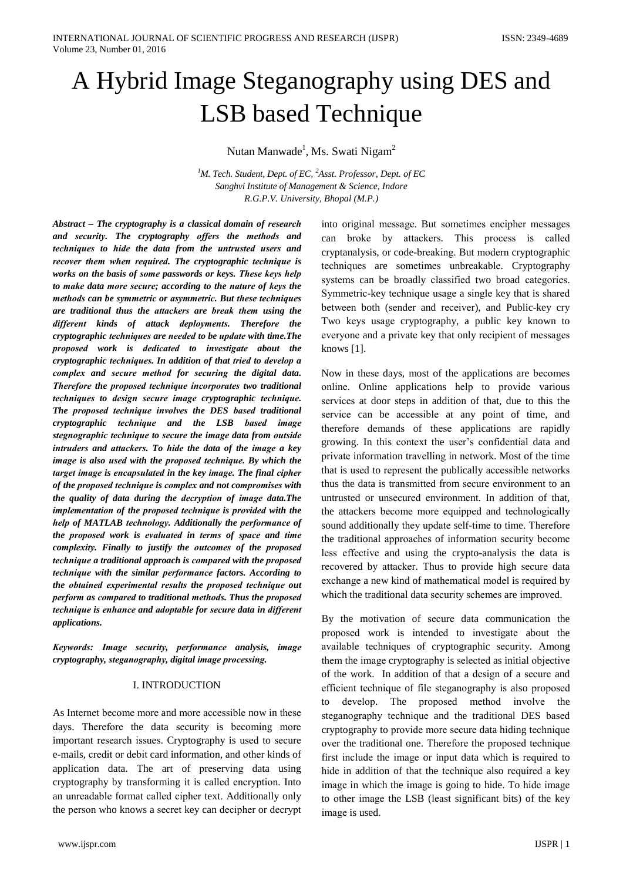# A Hybrid Image Steganography using DES and LSB based Technique

Nutan Manwade[1], Ms. Swati Nigam[2]

[1]M. Tech. Student, Dept. of EC, [2]Asst. Professor, Dept. of EC
Sanghvi Institute of Management & Science, Indore
R.G.P.V. University, Bhopal (M.P.)

***Abstract – The cryptography is a classical domain of research and security. The cryptography offers the methods and techniques to hide the data from the untrusted users and recover them when required. The cryptographic technique is works on the basis of some passwords or keys. These keys help to make data more secure; according to the nature of keys the methods can be symmetric or asymmetric. But these techniques are traditional thus the attackers are break them using the different kinds of attack deployments. Therefore the cryptographic techniques are needed to be update with time.The proposed work is dedicated to investigate about the cryptographic techniques. In addition of that tried to develop a complex and secure method for securing the digital data. Therefore the proposed technique incorporates two traditional techniques to design secure image cryptographic technique. The proposed technique involves the DES based traditional cryptographic technique and the LSB based image stegnographic technique to secure the image data from outside intruders and attackers. To hide the data of the image a key image is also used with the proposed technique. By which the target image is encapsulated in the key image. The final cipher of the proposed technique is complex and not compromises with the quality of data during the decryption of image data.The implementation of the proposed technique is provided with the help of MATLAB technology. Additionally the performance of the proposed work is evaluated in terms of space and time complexity. Finally to justify the outcomes of the proposed technique a traditional approach is compared with the proposed technique with the similar performance factors. According to the obtained experimental results the proposed technique out perform as compared to traditional methods. Thus the proposed technique is enhance and adoptable for secure data in different applications.***

***Keywords: Image security, performance analysis, image cryptography, steganography, digital image processing.***

## I. INTRODUCTION

As Internet become more and more accessible now in these days. Therefore the data security is becoming more important research issues. Cryptography is used to secure e-mails, credit or debit card information, and other kinds of application data. The art of preserving data using cryptography by transforming it is called encryption. Into an unreadable format called cipher text. Additionally only the person who knows a secret key can decipher or decrypt into original message. But sometimes encipher messages can broke by attackers. This process is called cryptanalysis, or code-breaking. But modern cryptographic techniques are sometimes unbreakable. Cryptography systems can be broadly classified two broad categories. Symmetric-key technique usage a single key that is shared between both (sender and receiver), and Public-key cry Two keys usage cryptography, a public key known to everyone and a private key that only recipient of messages knows [1].

Now in these days, most of the applications are becomes online. Online applications help to provide various services at door steps in addition of that, due to this the service can be accessible at any point of time, and therefore demands of these applications are rapidly growing. In this context the user's confidential data and private information travelling in network. Most of the time that is used to represent the publically accessible networks thus the data is transmitted from secure environment to an untrusted or unsecured environment. In addition of that, the attackers become more equipped and technologically sound additionally they update self-time to time. Therefore the traditional approaches of information security become less effective and using the crypto-analysis the data is recovered by attacker. Thus to provide high secure data exchange a new kind of mathematical model is required by which the traditional data security schemes are improved.

By the motivation of secure data communication the proposed work is intended to investigate about the available techniques of cryptographic security. Among them the image cryptography is selected as initial objective of the work. In addition of that a design of a secure and efficient technique of file steganography is also proposed to develop. The proposed method involve the steganography technique and the traditional DES based cryptography to provide more secure data hiding technique over the traditional one. Therefore the proposed technique first include the image or input data which is required to hide in addition of that the technique also required a key image in which the image is going to hide. To hide image to other image the LSB (least significant bits) of the key image is used.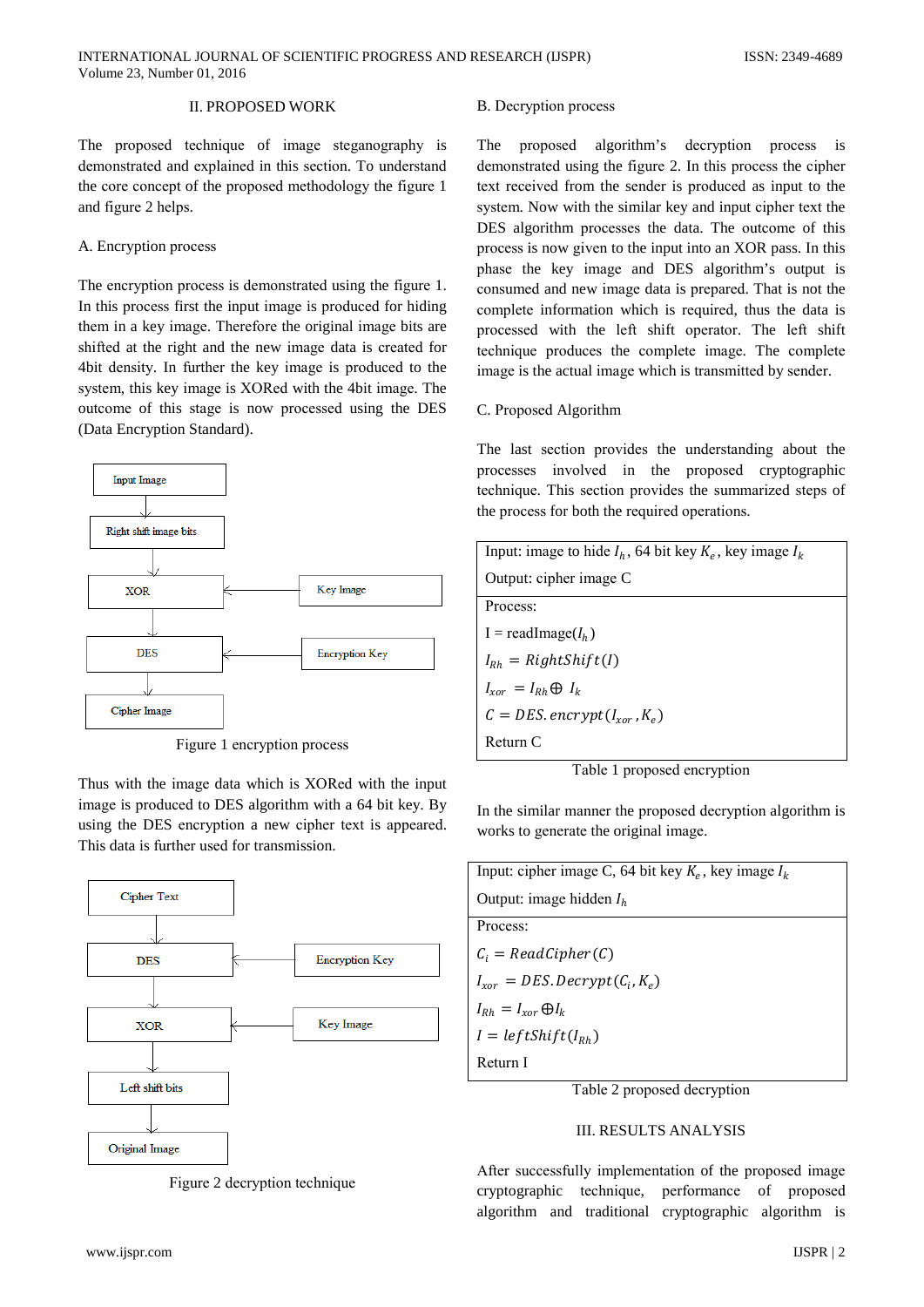## II. PROPOSED WORK

The proposed technique of image steganography is demonstrated and explained in this section. To understand the core concept of the proposed methodology the figure 1 and figure 2 helps.

### A. Encryption process

The encryption process is demonstrated using the figure 1. In this process first the input image is produced for hiding them in a key image. Therefore the original image bits are shifted at the right and the new image data is created for 4bit density. In further the key image is produced to the system, this key image is XORed with the 4bit image. The outcome of this stage is now processed using the DES (Data Encryption Standard).

Input Image → Right shift image bits → XOR (← Key Image) → DES (← Encryption Key) → Cipher Image

Figure 1 encryption process

Thus with the image data which is XORed with the input image is produced to DES algorithm with a 64 bit key. By using the DES encryption a new cipher text is appeared. This data is further used for transmission.

Cipher Text → DES (← Encryption Key) → XOR (← Key Image) → Left shift bits → Original Image

Figure 2 decryption technique

### B. Decryption process

The proposed algorithm's decryption process is demonstrated using the figure 2. In this process the cipher text received from the sender is produced as input to the system. Now with the similar key and input cipher text the DES algorithm processes the data. The outcome of this process is now given to the input into an XOR pass. In this phase the key image and DES algorithm's output is consumed and new image data is prepared. That is not the complete information which is required, thus the data is processed with the left shift operator. The left shift technique produces the complete image. The complete image is the actual image which is transmitted by sender.

### C. Proposed Algorithm

The last section provides the understanding about the processes involved in the proposed cryptographic technique. This section provides the summarized steps of the process for both the required operations.

| Input: image to hide $I_h$, 64 bit key $K_e$, key image $I_k$ <br> Output: cipher image C |
|---|
| Process: <br> I = readImage($I_h$) <br> $I_{Rh} = RightShift(I)$ <br> $I_{xor} = I_{Rh} \oplus I_k$ <br> $C = DES.encrypt(I_{xor}, K_e)$ <br> Return C |

Table 1 proposed encryption

In the similar manner the proposed decryption algorithm is works to generate the original image.

| Input: cipher image C, 64 bit key $K_e$, key image $I_k$ <br> Output: image hidden $I_h$ |
|---|
| Process: <br> $C_i = ReadCipher(C)$ <br> $I_{xor} = DES.Decrypt(C_i, K_e)$ <br> $I_{Rh} = I_{xor} \oplus I_k$ <br> $I = leftShift(I_{Rh})$ <br> Return I |

Table 2 proposed decryption

## III. RESULTS ANALYSIS

After successfully implementation of the proposed image cryptographic technique, performance of proposed algorithm and traditional cryptographic algorithm is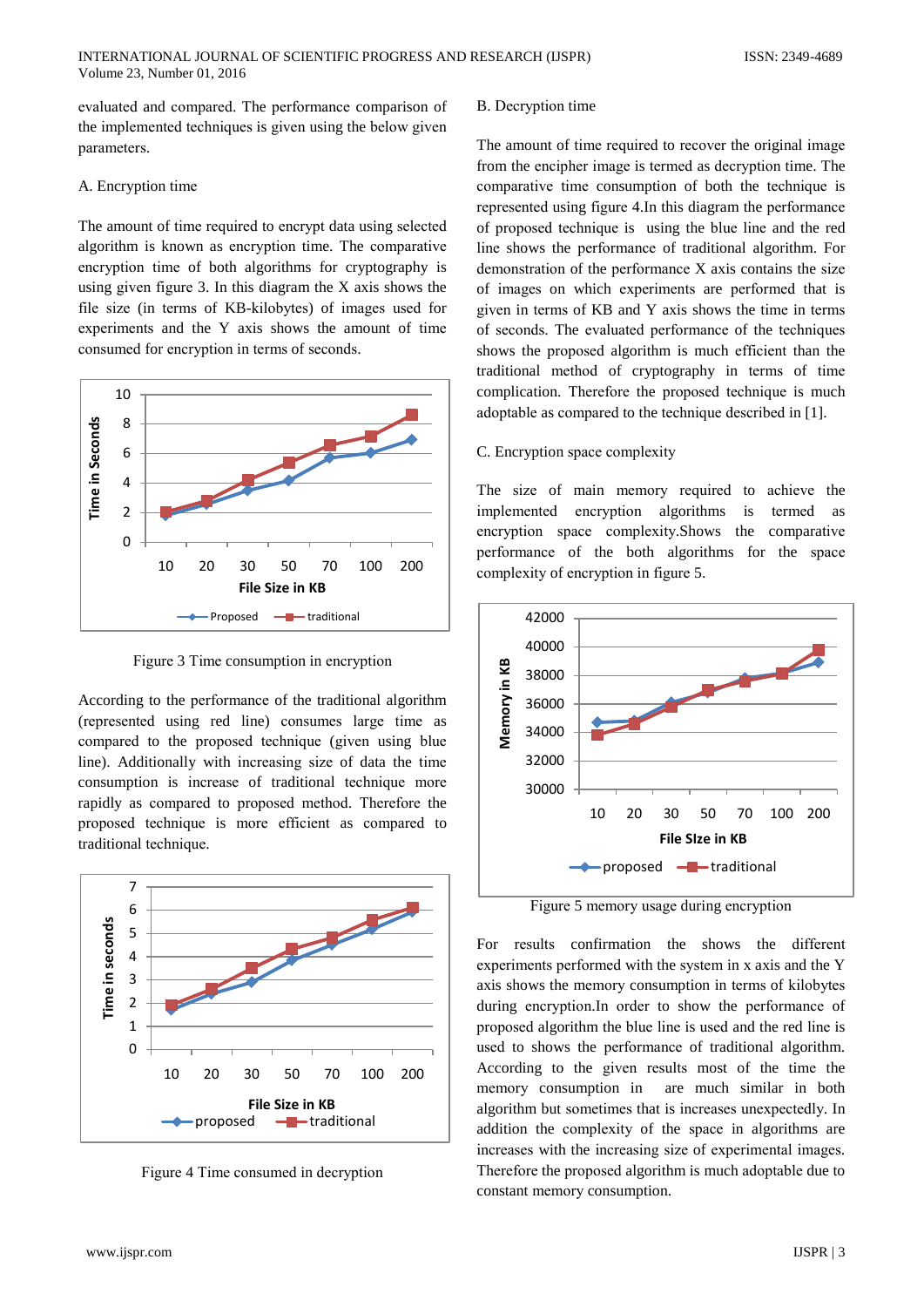evaluated and compared. The performance comparison of the implemented techniques is given using the below given parameters.

A. Encryption time

The amount of time required to encrypt data using selected algorithm is known as encryption time. The comparative encryption time of both algorithms for cryptography is using given figure 3. In this diagram the X axis shows the file size (in terms of KB-kilobytes) of images used for experiments and the Y axis shows the amount of time consumed for encryption in terms of seconds.

Figure 3 Time consumption in encryption

According to the performance of the traditional algorithm (represented using red line) consumes large time as compared to the proposed technique (given using blue line). Additionally with increasing size of data the time consumption is increase of traditional technique more rapidly as compared to proposed method. Therefore the proposed technique is more efficient as compared to traditional technique.

Figure 4 Time consumed in decryption

B. Decryption time

The amount of time required to recover the original image from the encipher image is termed as decryption time. The comparative time consumption of both the technique is represented using figure 4.In this diagram the performance of proposed technique is using the blue line and the red line shows the performance of traditional algorithm. For demonstration of the performance X axis contains the size of images on which experiments are performed that is given in terms of KB and Y axis shows the time in terms of seconds. The evaluated performance of the techniques shows the proposed algorithm is much efficient than the traditional method of cryptography in terms of time complication. Therefore the proposed technique is much adoptable as compared to the technique described in [1].

C. Encryption space complexity

The size of main memory required to achieve the implemented encryption algorithms is termed as encryption space complexity.Shows the comparative performance of the both algorithms for the space complexity of encryption in figure 5.

Figure 5 memory usage during encryption

For results confirmation the shows the different experiments performed with the system in x axis and the Y axis shows the memory consumption in terms of kilobytes during encryption.In order to show the performance of proposed algorithm the blue line is used and the red line is used to shows the performance of traditional algorithm. According to the given results most of the time the memory consumption in are much similar in both algorithm but sometimes that is increases unexpectedly. In addition the complexity of the space in algorithms are increases with the increasing size of experimental images. Therefore the proposed algorithm is much adoptable due to constant memory consumption.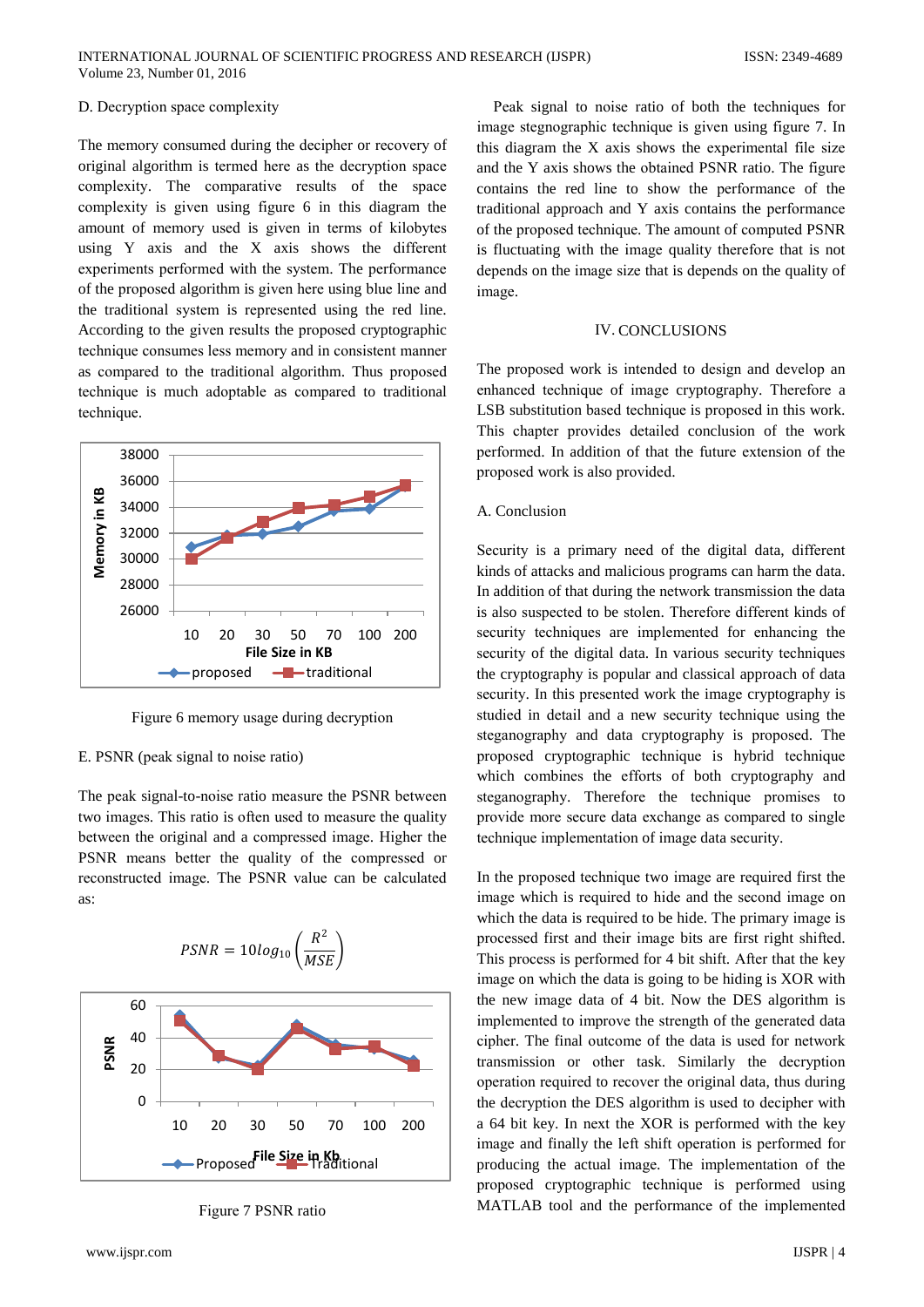D. Decryption space complexity

The memory consumed during the decipher or recovery of original algorithm is termed here as the decryption space complexity. The comparative results of the space complexity is given using figure 6 in this diagram the amount of memory used is given in terms of kilobytes using Y axis and the X axis shows the different experiments performed with the system. The performance of the proposed algorithm is given here using blue line and the traditional system is represented using the red line. According to the given results the proposed cryptographic technique consumes less memory and in consistent manner as compared to the traditional algorithm. Thus proposed technique is much adoptable as compared to traditional technique.

Figure 6 memory usage during decryption

E. PSNR (peak signal to noise ratio)

The peak signal-to-noise ratio measure the PSNR between two images. This ratio is often used to measure the quality between the original and a compressed image. Higher the PSNR means better the quality of the compressed or reconstructed image. The PSNR value can be calculated as:

$$PSNR = 10log_{10}\left(\frac{R^2}{MSE}\right)$$

Figure 7 PSNR ratio

Peak signal to noise ratio of both the techniques for image stegnographic technique is given using figure 7. In this diagram the X axis shows the experimental file size and the Y axis shows the obtained PSNR ratio. The figure contains the red line to show the performance of the traditional approach and Y axis contains the performance of the proposed technique. The amount of computed PSNR is fluctuating with the image quality therefore that is not depends on the image size that is depends on the quality of image.

## IV. CONCLUSIONS

The proposed work is intended to design and develop an enhanced technique of image cryptography. Therefore a LSB substitution based technique is proposed in this work. This chapter provides detailed conclusion of the work performed. In addition of that the future extension of the proposed work is also provided.

### A. Conclusion

Security is a primary need of the digital data, different kinds of attacks and malicious programs can harm the data. In addition of that during the network transmission the data is also suspected to be stolen. Therefore different kinds of security techniques are implemented for enhancing the security of the digital data. In various security techniques the cryptography is popular and classical approach of data security. In this presented work the image cryptography is studied in detail and a new security technique using the steganography and data cryptography is proposed. The proposed cryptographic technique is hybrid technique which combines the efforts of both cryptography and steganography. Therefore the technique promises to provide more secure data exchange as compared to single technique implementation of image data security.

In the proposed technique two image are required first the image which is required to hide and the second image on which the data is required to be hide. The primary image is processed first and their image bits are first right shifted. This process is performed for 4 bit shift. After that the key image on which the data is going to be hiding is XOR with the new image data of 4 bit. Now the DES algorithm is implemented to improve the strength of the generated data cipher. The final outcome of the data is used for network transmission or other task. Similarly the decryption operation required to recover the original data, thus during the decryption the DES algorithm is used to decipher with a 64 bit key. In next the XOR is performed with the key image and finally the left shift operation is performed for producing the actual image. The implementation of the proposed cryptographic technique is performed using MATLAB tool and the performance of the implemented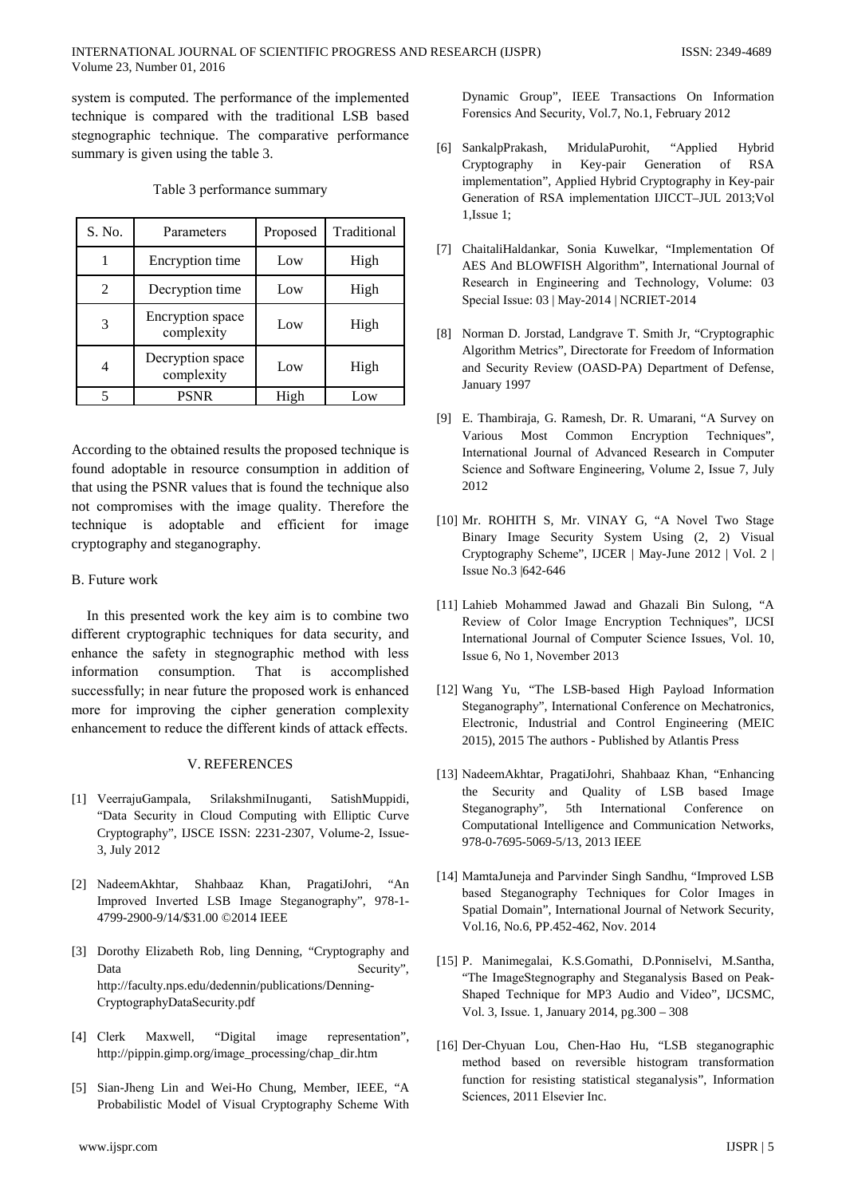system is computed. The performance of the implemented technique is compared with the traditional LSB based stegnographic technique. The comparative performance summary is given using the table 3.

Table 3 performance summary

| S. No. | Parameters | Proposed | Traditional |
|---|---|---|---|
| 1 | Encryption time | Low | High |
| 2 | Decryption time | Low | High |
| 3 | Encryption space complexity | Low | High |
| 4 | Decryption space complexity | Low | High |
| 5 | PSNR | High | Low |

According to the obtained results the proposed technique is found adoptable in resource consumption in addition of that using the PSNR values that is found the technique also not compromises with the image quality. Therefore the technique is adoptable and efficient for image cryptography and steganography.

### B. Future work

In this presented work the key aim is to combine two different cryptographic techniques for data security, and enhance the safety in stegnographic method with less information consumption. That is accomplished successfully; in near future the proposed work is enhanced more for improving the cipher generation complexity enhancement to reduce the different kinds of attack effects.

## V. REFERENCES

[1] VeerrajuGampala, SrilakshmiInuganti, SatishMuppidi, "Data Security in Cloud Computing with Elliptic Curve Cryptography", IJSCE ISSN: 2231-2307, Volume-2, Issue-3, July 2012

[2] NadeemAkhtar, Shahbaaz Khan, PragatiJohri, "An Improved Inverted LSB Image Steganography", 978-1-4799-2900-9/14/$31.00 ©2014 IEEE

[3] Dorothy Elizabeth Rob, ling Denning, "Cryptography and Data Security", http://faculty.nps.edu/dedennin/publications/Denning-CryptographyDataSecurity.pdf

[4] Clerk Maxwell, "Digital image representation", http://pippin.gimp.org/image_processing/chap_dir.htm

[5] Sian-Jheng Lin and Wei-Ho Chung, Member, IEEE, "A Probabilistic Model of Visual Cryptography Scheme With Dynamic Group", IEEE Transactions On Information Forensics And Security, Vol.7, No.1, February 2012

[6] SankalpPrakash, MridulaPurohit, "Applied Hybrid Cryptography in Key-pair Generation of RSA implementation", Applied Hybrid Cryptography in Key-pair Generation of RSA implementation IJICCT–JUL 2013;Vol 1,Issue 1;

[7] ChaitaliHaldankar, Sonia Kuwelkar, "Implementation Of AES And BLOWFISH Algorithm", International Journal of Research in Engineering and Technology, Volume: 03 Special Issue: 03 | May-2014 | NCRIET-2014

[8] Norman D. Jorstad, Landgrave T. Smith Jr, "Cryptographic Algorithm Metrics", Directorate for Freedom of Information and Security Review (OASD-PA) Department of Defense, January 1997

[9] E. Thambiraja, G. Ramesh, Dr. R. Umarani, "A Survey on Various Most Common Encryption Techniques", International Journal of Advanced Research in Computer Science and Software Engineering, Volume 2, Issue 7, July 2012

[10] Mr. ROHITH S, Mr. VINAY G, "A Novel Two Stage Binary Image Security System Using (2, 2) Visual Cryptography Scheme", IJCER | May-June 2012 | Vol. 2 | Issue No.3 |642-646

[11] Lahieb Mohammed Jawad and Ghazali Bin Sulong, "A Review of Color Image Encryption Techniques", IJCSI International Journal of Computer Science Issues, Vol. 10, Issue 6, No 1, November 2013

[12] Wang Yu, "The LSB-based High Payload Information Steganography", International Conference on Mechatronics, Electronic, Industrial and Control Engineering (MEIC 2015), 2015 The authors - Published by Atlantis Press

[13] NadeemAkhtar, PragatiJohri, Shahbaaz Khan, "Enhancing the Security and Quality of LSB based Image Steganography", 5th International Conference on Computational Intelligence and Communication Networks, 978-0-7695-5069-5/13, 2013 IEEE

[14] MamtaJuneja and Parvinder Singh Sandhu, "Improved LSB based Steganography Techniques for Color Images in Spatial Domain", International Journal of Network Security, Vol.16, No.6, PP.452-462, Nov. 2014

[15] P. Manimegalai, K.S.Gomathi, D.Ponniselvi, M.Santha, "The ImageStegnography and Steganalysis Based on Peak-Shaped Technique for MP3 Audio and Video", IJCSMC, Vol. 3, Issue. 1, January 2014, pg.300 – 308

[16] Der-Chyuan Lou, Chen-Hao Hu, "LSB steganographic method based on reversible histogram transformation function for resisting statistical steganalysis", Information Sciences, 2011 Elsevier Inc.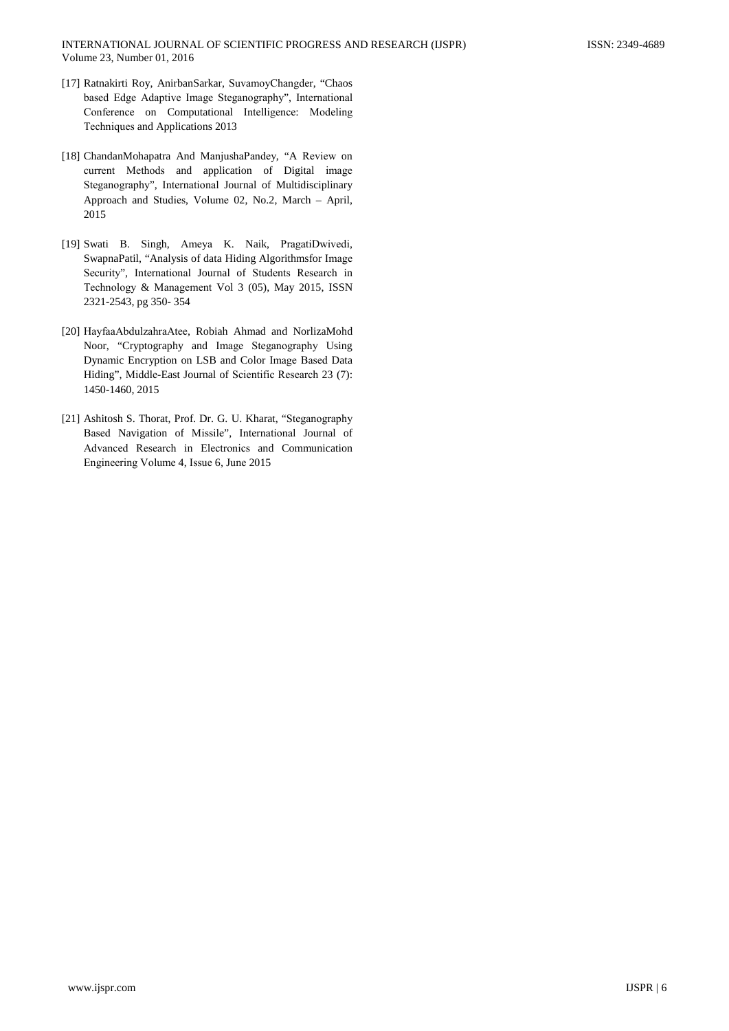[17] Ratnakirti Roy, AnirbanSarkar, SuvamoyChangder, "Chaos based Edge Adaptive Image Steganography", International Conference on Computational Intelligence: Modeling Techniques and Applications 2013

[18] ChandanMohapatra And ManjushaPandey, "A Review on current Methods and application of Digital image Steganography", International Journal of Multidisciplinary Approach and Studies, Volume 02, No.2, March – April, 2015

[19] Swati B. Singh, Ameya K. Naik, PragatiDwivedi, SwapnaPatil, "Analysis of data Hiding Algorithmsfor Image Security", International Journal of Students Research in Technology & Management Vol 3 (05), May 2015, ISSN 2321-2543, pg 350- 354

[20] HayfaaAbdulzahraAtee, Robiah Ahmad and NorlizaMohd Noor, "Cryptography and Image Steganography Using Dynamic Encryption on LSB and Color Image Based Data Hiding", Middle-East Journal of Scientific Research 23 (7): 1450-1460, 2015

[21] Ashitosh S. Thorat, Prof. Dr. G. U. Kharat, "Steganography Based Navigation of Missile", International Journal of Advanced Research in Electronics and Communication Engineering Volume 4, Issue 6, June 2015